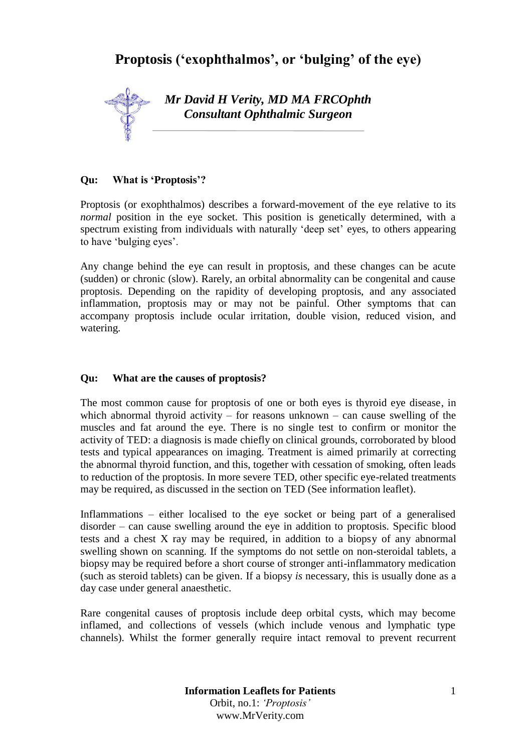# Proptosis ('exophthalmos', or 'bulging' of the eye)

***Mr David H Verity, MD MA FRCOphth***
***Consultant Ophthalmic Surgeon***

**Qu: What is 'Proptosis'?**

Proptosis (or exophthalmos) describes a forward-movement of the eye relative to its *normal* position in the eye socket. This position is genetically determined, with a spectrum existing from individuals with naturally 'deep set' eyes, to others appearing to have 'bulging eyes'.

Any change behind the eye can result in proptosis, and these changes can be acute (sudden) or chronic (slow). Rarely, an orbital abnormality can be congenital and cause proptosis. Depending on the rapidity of developing proptosis, and any associated inflammation, proptosis may or may not be painful. Other symptoms that can accompany proptosis include ocular irritation, double vision, reduced vision, and watering.

**Qu: What are the causes of proptosis?**

The most common cause for proptosis of one or both eyes is thyroid eye disease, in which abnormal thyroid activity – for reasons unknown – can cause swelling of the muscles and fat around the eye. There is no single test to confirm or monitor the activity of TED: a diagnosis is made chiefly on clinical grounds, corroborated by blood tests and typical appearances on imaging. Treatment is aimed primarily at correcting the abnormal thyroid function, and this, together with cessation of smoking, often leads to reduction of the proptosis. In more severe TED, other specific eye-related treatments may be required, as discussed in the section on TED (See information leaflet).

Inflammations – either localised to the eye socket or being part of a generalised disorder – can cause swelling around the eye in addition to proptosis. Specific blood tests and a chest X ray may be required, in addition to a biopsy of any abnormal swelling shown on scanning. If the symptoms do not settle on non-steroidal tablets, a biopsy may be required before a short course of stronger anti-inflammatory medication (such as steroid tablets) can be given. If a biopsy *is* necessary, this is usually done as a day case under general anaesthetic.

Rare congenital causes of proptosis include deep orbital cysts, which may become inflamed, and collections of vessels (which include venous and lymphatic type channels). Whilst the former generally require intact removal to prevent recurrent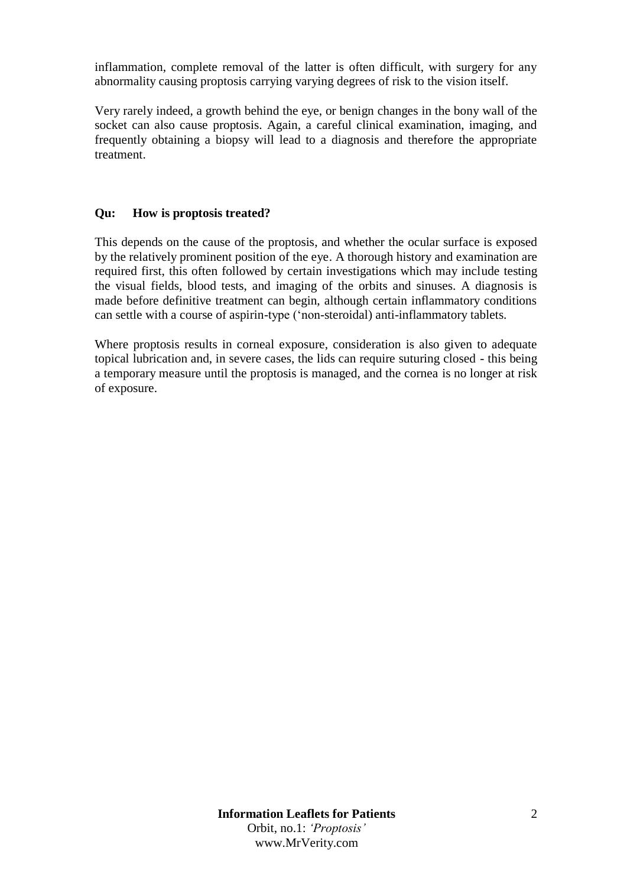inflammation, complete removal of the latter is often difficult, with surgery for any abnormality causing proptosis carrying varying degrees of risk to the vision itself.

Very rarely indeed, a growth behind the eye, or benign changes in the bony wall of the socket can also cause proptosis. Again, a careful clinical examination, imaging, and frequently obtaining a biopsy will lead to a diagnosis and therefore the appropriate treatment.

**Qu: How is proptosis treated?**

This depends on the cause of the proptosis, and whether the ocular surface is exposed by the relatively prominent position of the eye. A thorough history and examination are required first, this often followed by certain investigations which may include testing the visual fields, blood tests, and imaging of the orbits and sinuses. A diagnosis is made before definitive treatment can begin, although certain inflammatory conditions can settle with a course of aspirin-type ('non-steroidal) anti-inflammatory tablets.

Where proptosis results in corneal exposure, consideration is also given to adequate topical lubrication and, in severe cases, the lids can require suturing closed - this being a temporary measure until the proptosis is managed, and the cornea is no longer at risk of exposure.